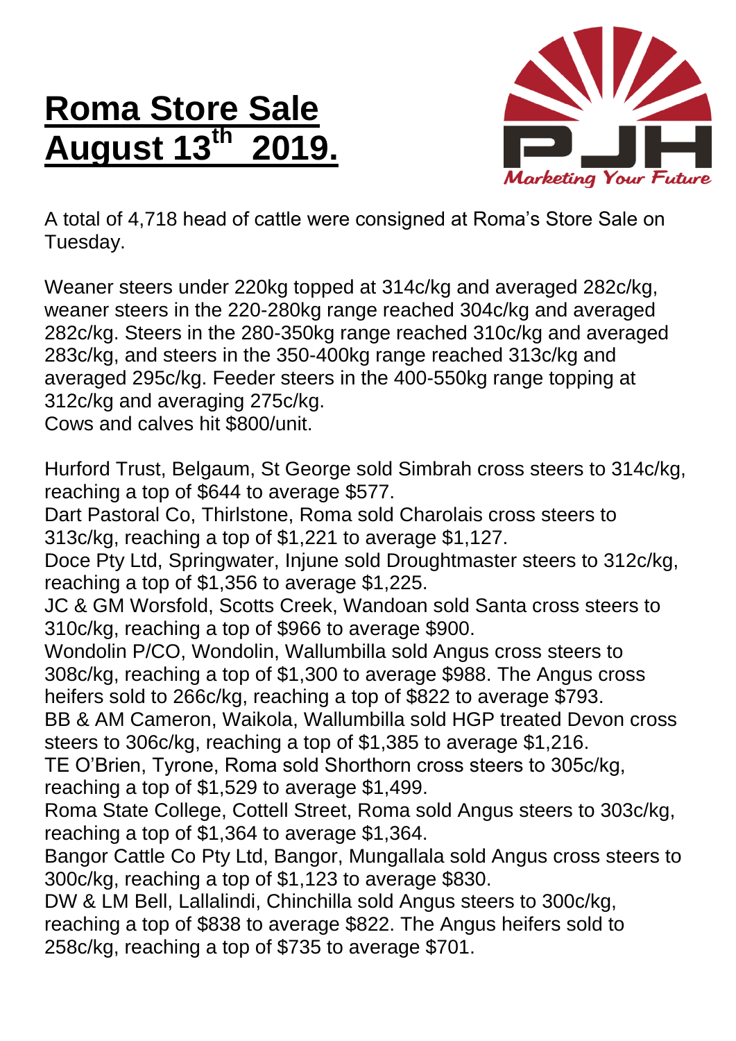# Roma Store Sale
# August 13th 2019.

A total of 4,718 head of cattle were consigned at Roma's Store Sale on Tuesday.

Weaner steers under 220kg topped at 314c/kg and averaged 282c/kg, weaner steers in the 220-280kg range reached 304c/kg and averaged 282c/kg. Steers in the 280-350kg range reached 310c/kg and averaged 283c/kg, and steers in the 350-400kg range reached 313c/kg and averaged 295c/kg. Feeder steers in the 400-550kg range topping at 312c/kg and averaging 275c/kg.
Cows and calves hit $800/unit.

Hurford Trust, Belgaum, St George sold Simbrah cross steers to 314c/kg, reaching a top of $644 to average $577.
Dart Pastoral Co, Thirlstone, Roma sold Charolais cross steers to 313c/kg, reaching a top of $1,221 to average $1,127.
Doce Pty Ltd, Springwater, Injune sold Droughtmaster steers to 312c/kg, reaching a top of $1,356 to average $1,225.
JC & GM Worsfold, Scotts Creek, Wandoan sold Santa cross steers to 310c/kg, reaching a top of $966 to average $900.
Wondolin P/CO, Wondolin, Wallumbilla sold Angus cross steers to 308c/kg, reaching a top of $1,300 to average $988. The Angus cross heifers sold to 266c/kg, reaching a top of $822 to average $793.
BB & AM Cameron, Waikola, Wallumbilla sold HGP treated Devon cross steers to 306c/kg, reaching a top of $1,385 to average $1,216.
TE O'Brien, Tyrone, Roma sold Shorthorn cross steers to 305c/kg, reaching a top of $1,529 to average $1,499.
Roma State College, Cottell Street, Roma sold Angus steers to 303c/kg, reaching a top of $1,364 to average $1,364.
Bangor Cattle Co Pty Ltd, Bangor, Mungallala sold Angus cross steers to 300c/kg, reaching a top of $1,123 to average $830.
DW & LM Bell, Lallalindi, Chinchilla sold Angus steers to 300c/kg, reaching a top of $838 to average $822. The Angus heifers sold to 258c/kg, reaching a top of $735 to average $701.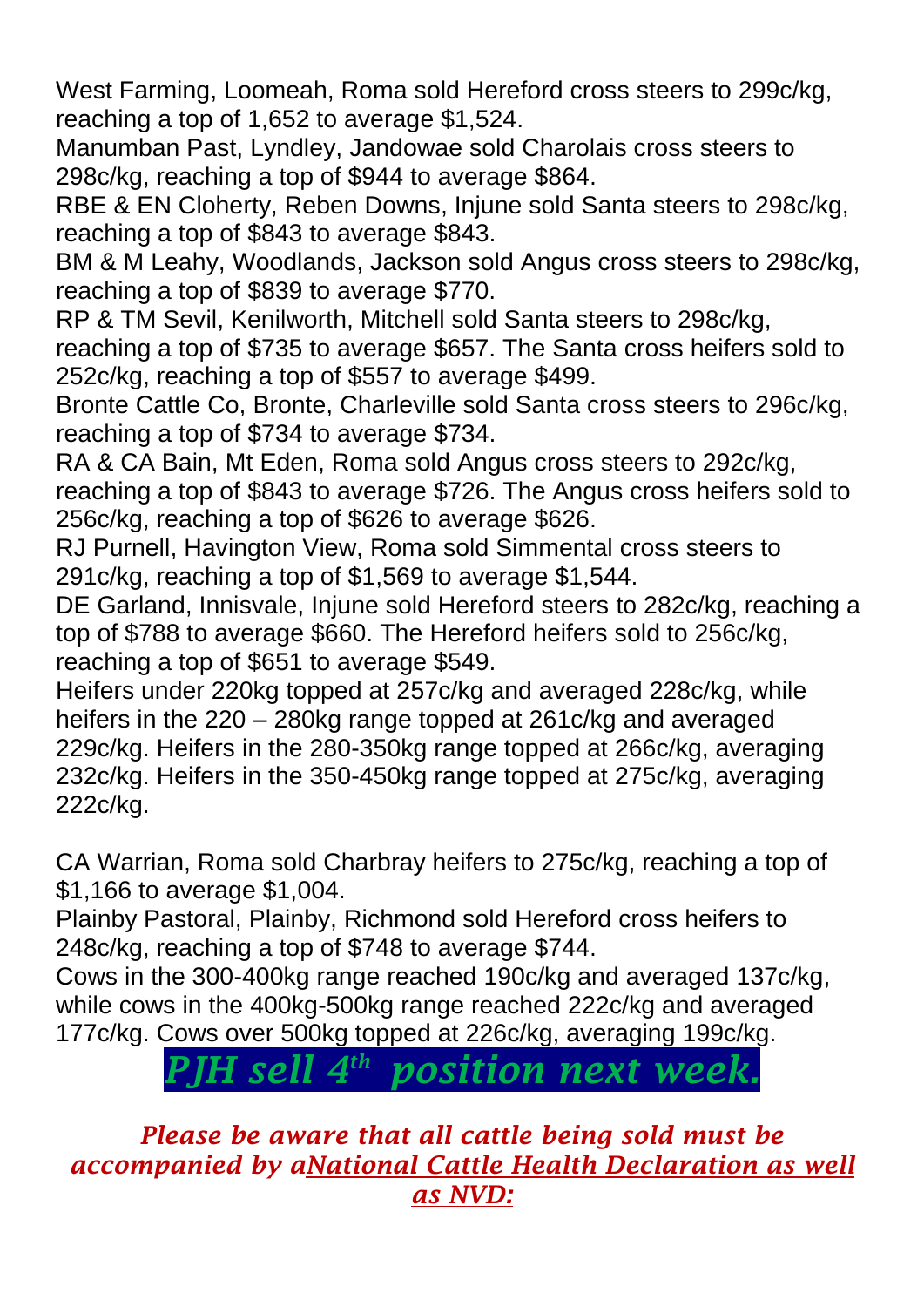West Farming, Loomeah, Roma sold Hereford cross steers to 299c/kg, reaching a top of 1,652 to average $1,524.
Manumban Past, Lyndley, Jandowae sold Charolais cross steers to 298c/kg, reaching a top of $944 to average $864.
RBE & EN Cloherty, Reben Downs, Injune sold Santa steers to 298c/kg, reaching a top of $843 to average $843.
BM & M Leahy, Woodlands, Jackson sold Angus cross steers to 298c/kg, reaching a top of $839 to average $770.
RP & TM Sevil, Kenilworth, Mitchell sold Santa steers to 298c/kg, reaching a top of $735 to average $657. The Santa cross heifers sold to 252c/kg, reaching a top of $557 to average $499.
Bronte Cattle Co, Bronte, Charleville sold Santa cross steers to 296c/kg, reaching a top of $734 to average $734.
RA & CA Bain, Mt Eden, Roma sold Angus cross steers to 292c/kg, reaching a top of $843 to average $726. The Angus cross heifers sold to 256c/kg, reaching a top of $626 to average $626.
RJ Purnell, Havington View, Roma sold Simmental cross steers to 291c/kg, reaching a top of $1,569 to average $1,544.
DE Garland, Innisvale, Injune sold Hereford steers to 282c/kg, reaching a top of $788 to average $660. The Hereford heifers sold to 256c/kg, reaching a top of $651 to average $549.
Heifers under 220kg topped at 257c/kg and averaged 228c/kg, while heifers in the 220 – 280kg range topped at 261c/kg and averaged 229c/kg. Heifers in the 280-350kg range topped at 266c/kg, averaging 232c/kg. Heifers in the 350-450kg range topped at 275c/kg, averaging 222c/kg.

CA Warrian, Roma sold Charbray heifers to 275c/kg, reaching a top of $1,166 to average $1,004.
Plainby Pastoral, Plainby, Richmond sold Hereford cross heifers to 248c/kg, reaching a top of $748 to average $744.
Cows in the 300-400kg range reached 190c/kg and averaged 137c/kg, while cows in the 400kg-500kg range reached 222c/kg and averaged 177c/kg. Cows over 500kg topped at 226c/kg, averaging 199c/kg.

## *PJH sell 4th position next week.*

***Please be aware that all cattle being sold must be accompanied by a National Cattle Health Declaration as well as NVD:***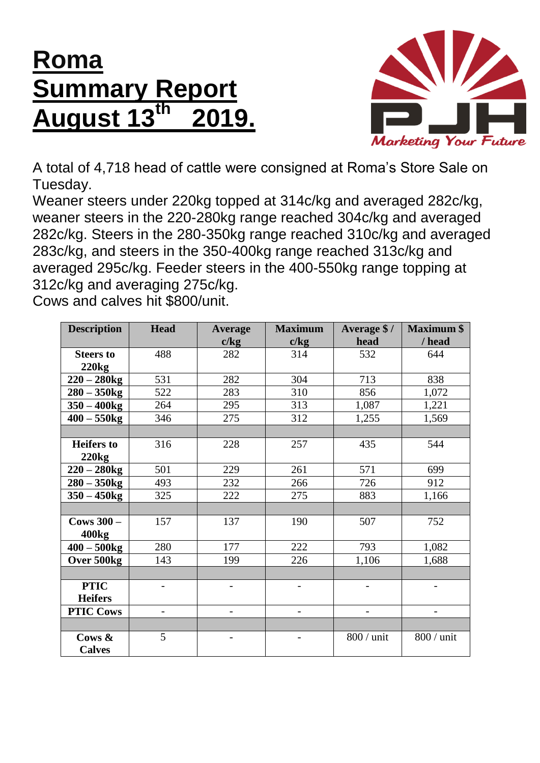# Roma Summary Report August 13th 2019.

Marketing Your Future

A total of 4,718 head of cattle were consigned at Roma's Store Sale on Tuesday.

Weaner steers under 220kg topped at 314c/kg and averaged 282c/kg, weaner steers in the 220-280kg range reached 304c/kg and averaged 282c/kg. Steers in the 280-350kg range reached 310c/kg and averaged 283c/kg, and steers in the 350-400kg range reached 313c/kg and averaged 295c/kg. Feeder steers in the 400-550kg range topping at 312c/kg and averaging 275c/kg.

Cows and calves hit $800/unit.

| Description | Head | Average c/kg | Maximum c/kg | Average $ / head | Maximum $ / head |
|---|---|---|---|---|---|
| **Steers to 220kg** | 488 | 282 | 314 | 532 | 644 |
| **220 – 280kg** | 531 | 282 | 304 | 713 | 838 |
| **280 – 350kg** | 522 | 283 | 310 | 856 | 1,072 |
| **350 – 400kg** | 264 | 295 | 313 | 1,087 | 1,221 |
| **400 – 550kg** | 346 | 275 | 312 | 1,255 | 1,569 |
| | | | | | |
| **Heifers to 220kg** | 316 | 228 | 257 | 435 | 544 |
| **220 – 280kg** | 501 | 229 | 261 | 571 | 699 |
| **280 – 350kg** | 493 | 232 | 266 | 726 | 912 |
| **350 – 450kg** | 325 | 222 | 275 | 883 | 1,166 |
| | | | | | |
| **Cows 300 – 400kg** | 157 | 137 | 190 | 507 | 752 |
| **400 – 500kg** | 280 | 177 | 222 | 793 | 1,082 |
| **Over 500kg** | 143 | 199 | 226 | 1,106 | 1,688 |
| | | | | | |
| **PTIC Heifers** | - | - | - | - | - |
| **PTIC Cows** | - | - | - | - | - |
| | | | | | |
| **Cows & Calves** | 5 | - | - | 800 / unit | 800 / unit |